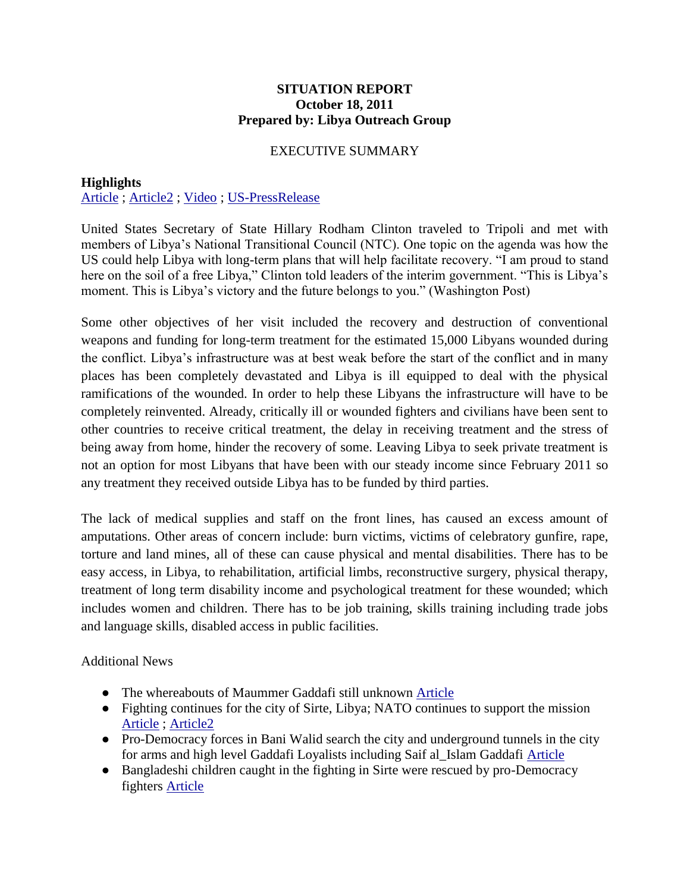**SITUATION REPORT**
**October 18, 2011**
**Prepared by: Libya Outreach Group**

EXECUTIVE SUMMARY

**Highlights**

Article ; Article2 ; Video ; US-PressRelease

United States Secretary of State Hillary Rodham Clinton traveled to Tripoli and met with members of Libya's National Transitional Council (NTC). One topic on the agenda was how the US could help Libya with long-term plans that will help facilitate recovery. "I am proud to stand here on the soil of a free Libya," Clinton told leaders of the interim government. "This is Libya's moment. This is Libya's victory and the future belongs to you." (Washington Post)

Some other objectives of her visit included the recovery and destruction of conventional weapons and funding for long-term treatment for the estimated 15,000 Libyans wounded during the conflict. Libya's infrastructure was at best weak before the start of the conflict and in many places has been completely devastated and Libya is ill equipped to deal with the physical ramifications of the wounded. In order to help these Libyans the infrastructure will have to be completely reinvented. Already, critically ill or wounded fighters and civilians have been sent to other countries to receive critical treatment, the delay in receiving treatment and the stress of being away from home, hinder the recovery of some. Leaving Libya to seek private treatment is not an option for most Libyans that have been with our steady income since February 2011 so any treatment they received outside Libya has to be funded by third parties.

The lack of medical supplies and staff on the front lines, has caused an excess amount of amputations. Other areas of concern include: burn victims, victims of celebratory gunfire, rape, torture and land mines, all of these can cause physical and mental disabilities. There has to be easy access, in Libya, to rehabilitation, artificial limbs, reconstructive surgery, physical therapy, treatment of long term disability income and psychological treatment for these wounded; which includes women and children. There has to be job training, skills training including trade jobs and language skills, disabled access in public facilities.

Additional News

- The whereabouts of Maummer Gaddafi still unknown Article
- Fighting continues for the city of Sirte, Libya; NATO continues to support the mission Article ; Article2
- Pro-Democracy forces in Bani Walid search the city and underground tunnels in the city for arms and high level Gaddafi Loyalists including Saif al_Islam Gaddafi Article
- Bangladeshi children caught in the fighting in Sirte were rescued by pro-Democracy fighters Article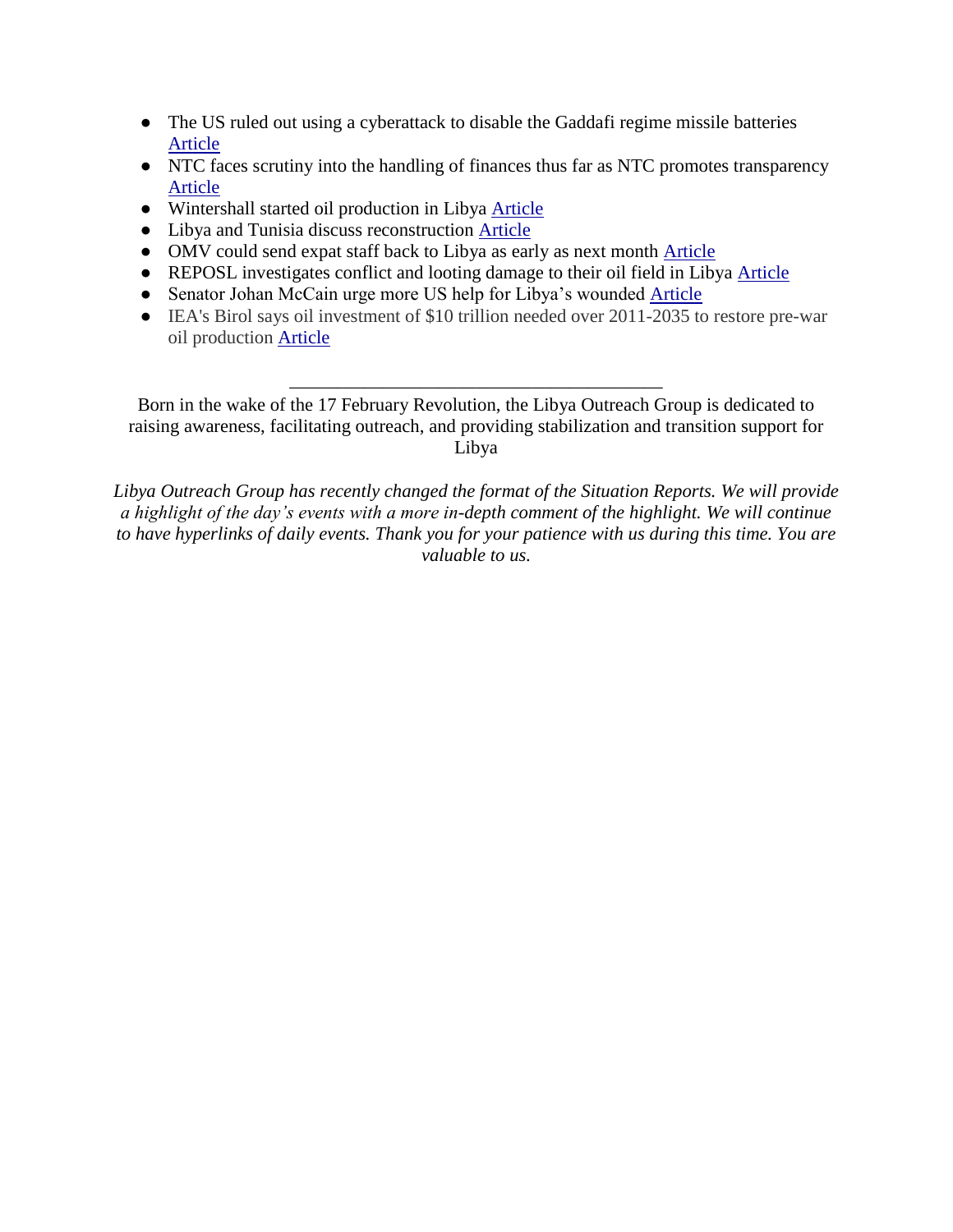- The US ruled out using a cyberattack to disable the Gaddafi regime missile batteries Article
- NTC faces scrutiny into the handling of finances thus far as NTC promotes transparency Article
- Wintershall started oil production in Libya Article
- Libya and Tunisia discuss reconstruction Article
- OMV could send expat staff back to Libya as early as next month Article
- REPOSL investigates conflict and looting damage to their oil field in Libya Article
- Senator Johan McCain urge more US help for Libya's wounded Article
- IEA's Birol says oil investment of $10 trillion needed over 2011-2035 to restore pre-war oil production Article

---

Born in the wake of the 17 February Revolution, the Libya Outreach Group is dedicated to raising awareness, facilitating outreach, and providing stabilization and transition support for Libya

*Libya Outreach Group has recently changed the format of the Situation Reports. We will provide a highlight of the day's events with a more in-depth comment of the highlight. We will continue to have hyperlinks of daily events. Thank you for your patience with us during this time. You are valuable to us.*